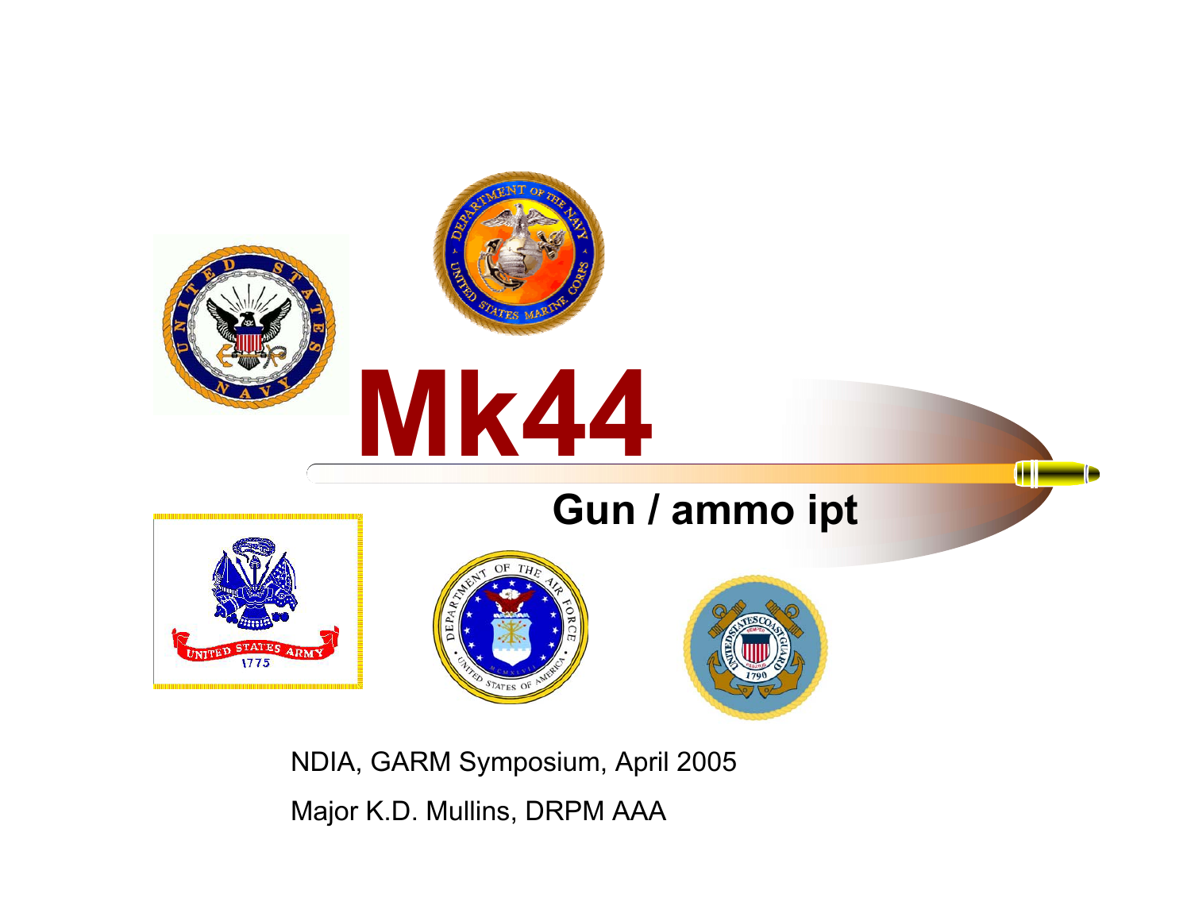# Mk44

## Gun / ammo ipt

NDIA, GARM Symposium, April 2005

Major K.D. Mullins, DRPM AAA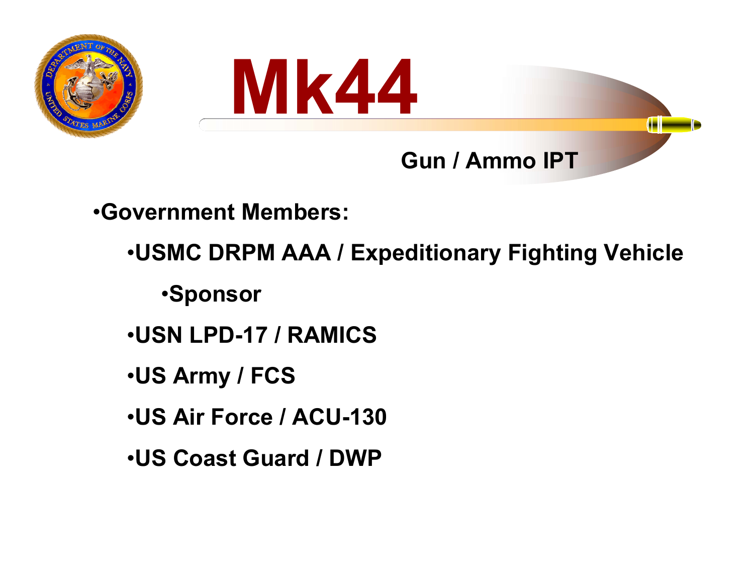# Mk44

## Gun / Ammo IPT

- **Government Members:**
  - **USMC DRPM AAA / Expeditionary Fighting Vehicle**
    - **Sponsor**
  - **USN LPD-17 / RAMICS**
  - **US Army / FCS**
  - **US Air Force / ACU-130**
  - **US Coast Guard / DWP**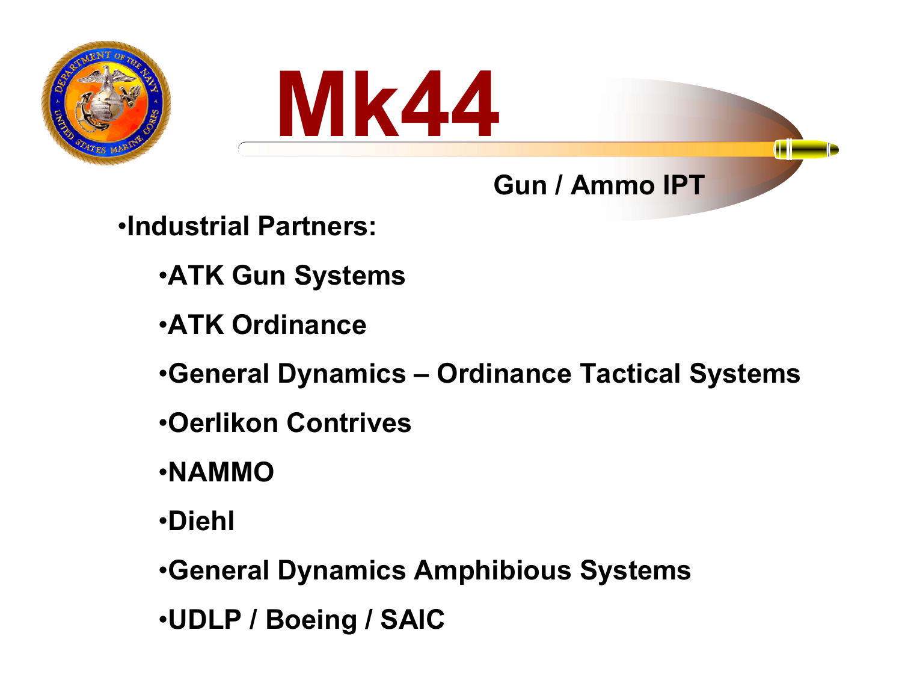# Mk44

## Gun / Ammo IPT

- Industrial Partners:
  - ATK Gun Systems
  - ATK Ordinance
  - General Dynamics – Ordinance Tactical Systems
  - Oerlikon Contrives
  - NAMMO
  - Diehl
  - General Dynamics Amphibious Systems
  - UDLP / Boeing / SAIC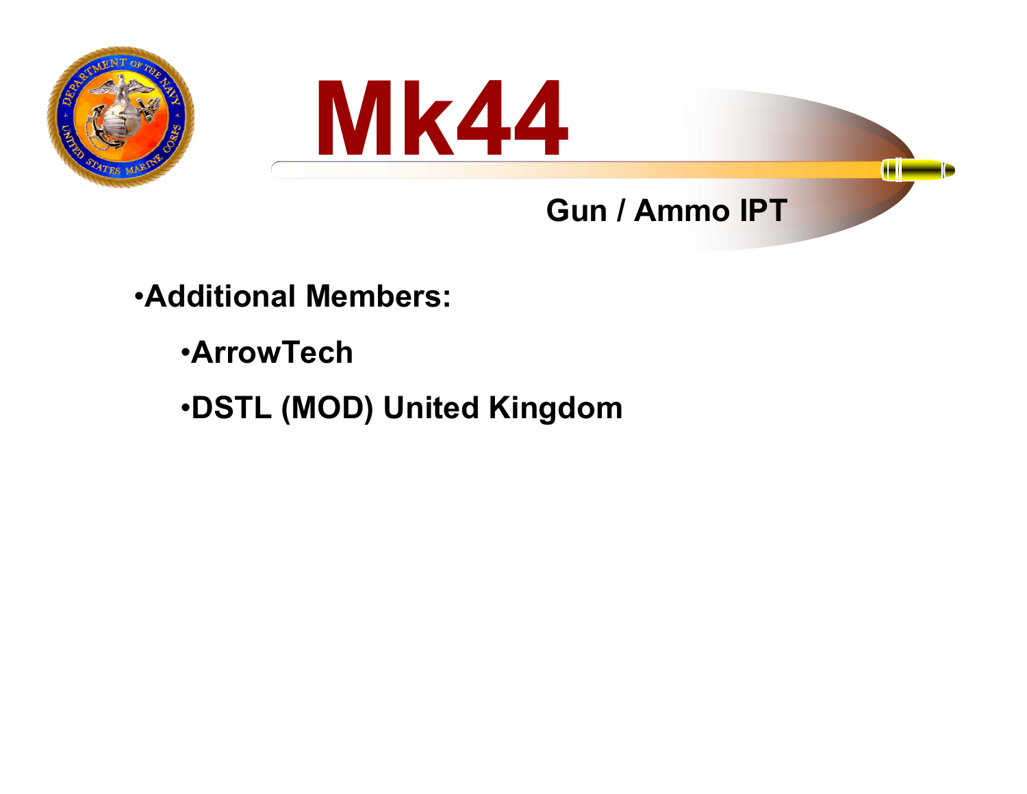# Mk44

## Gun / Ammo IPT

- **Additional Members:**
  - **ArrowTech**
  - **DSTL (MOD) United Kingdom**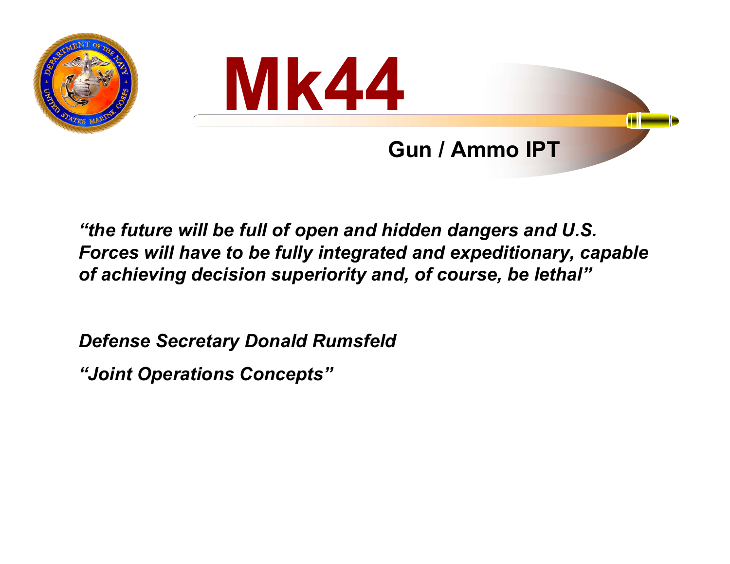# Mk44

## Gun / Ammo IPT

*"the future will be full of open and hidden dangers and U.S. Forces will have to be fully integrated and expeditionary, capable of achieving decision superiority and, of course, be lethal"*

*Defense Secretary Donald Rumsfeld*

*"Joint Operations Concepts"*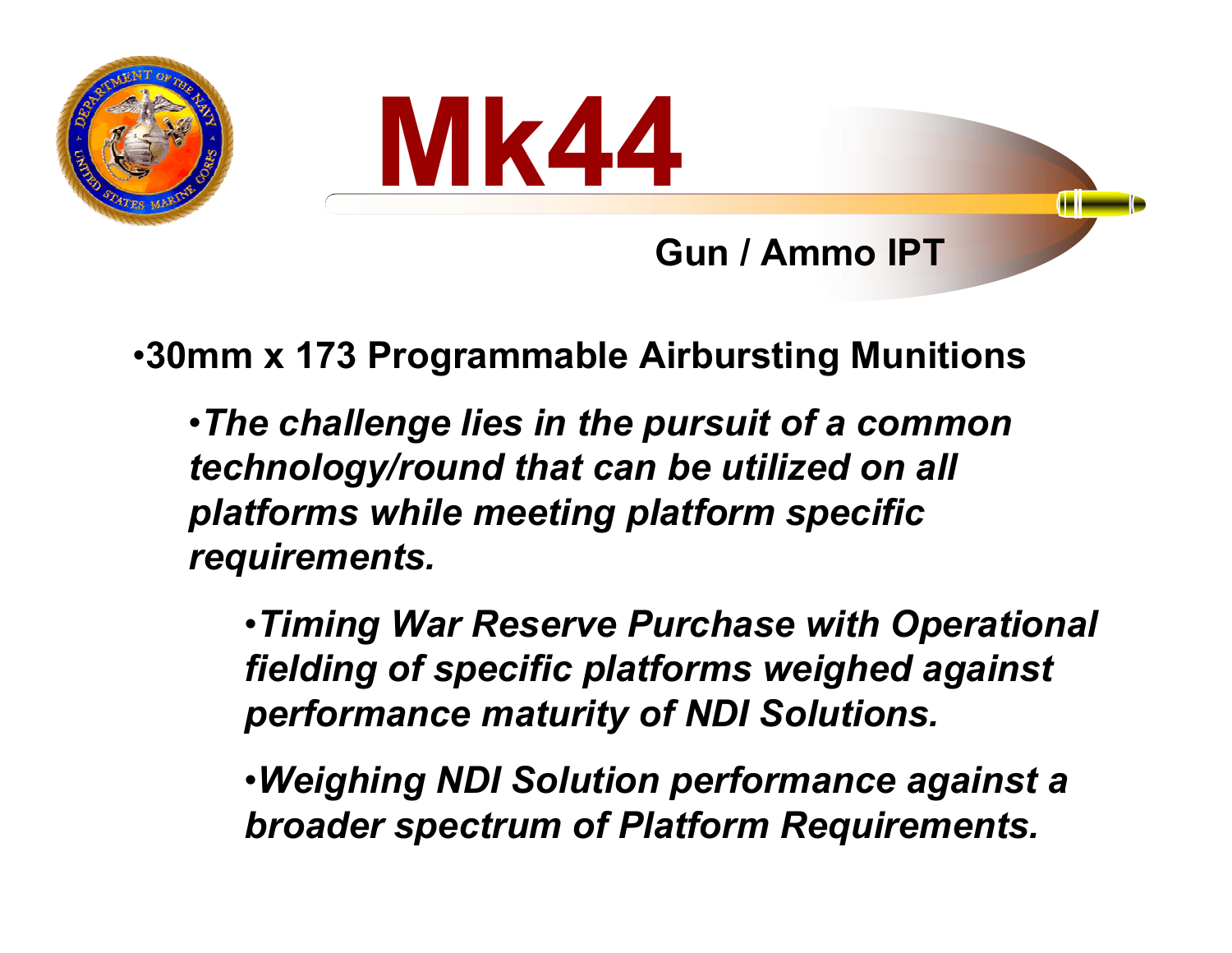# Mk44

## Gun / Ammo IPT

- **30mm x 173 Programmable Airbursting Munitions**
  - ***The challenge lies in the pursuit of a common technology/round that can be utilized on all platforms while meeting platform specific requirements.***
    - ***Timing War Reserve Purchase with Operational fielding of specific platforms weighed against performance maturity of NDI Solutions.***
    - ***Weighing NDI Solution performance against a broader spectrum of Platform Requirements.***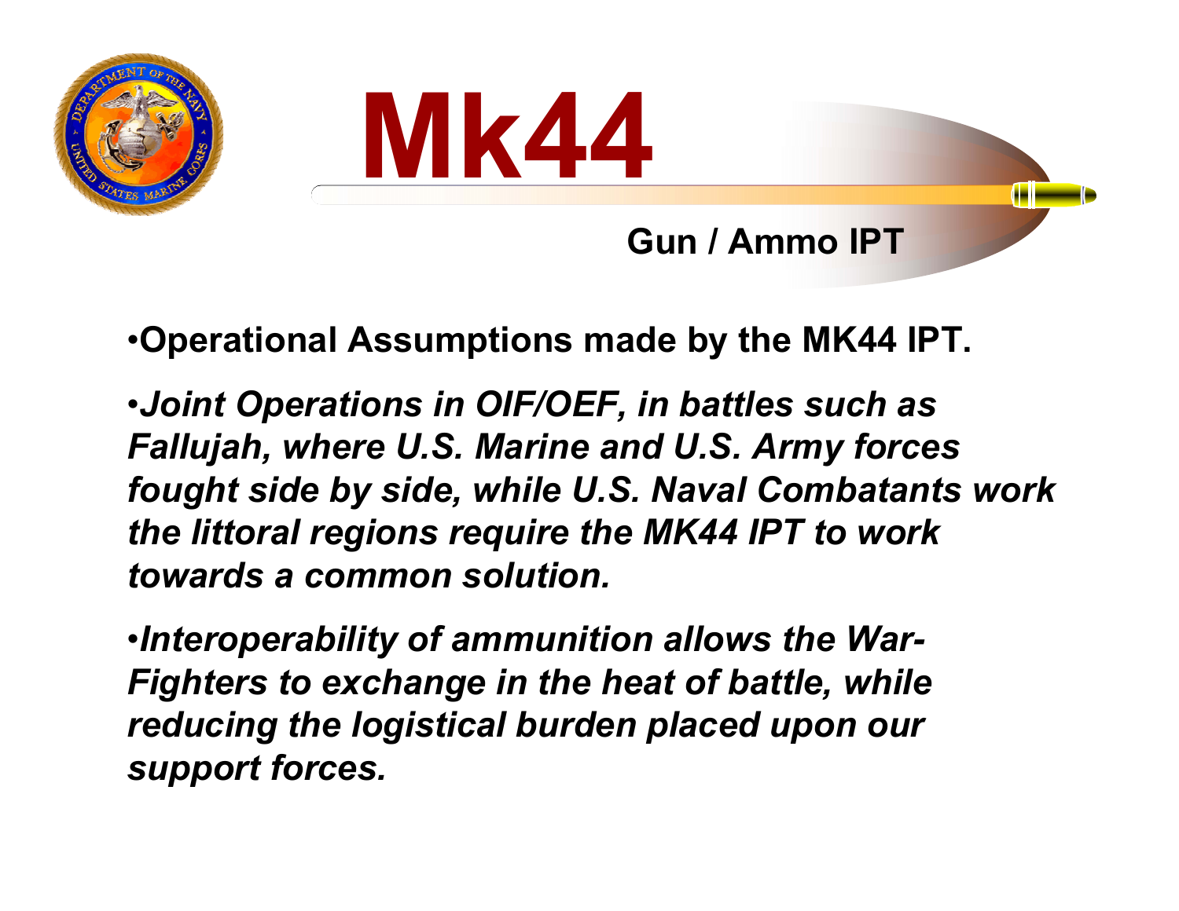# Mk44

## Gun / Ammo IPT

- **Operational Assumptions made by the MK44 IPT.**
- ***Joint Operations in OIF/OEF, in battles such as Fallujah, where U.S. Marine and U.S. Army forces fought side by side, while U.S. Naval Combatants work the littoral regions require the MK44 IPT to work towards a common solution.***
- ***Interoperability of ammunition allows the War-Fighters to exchange in the heat of battle, while reducing the logistical burden placed upon our support forces.***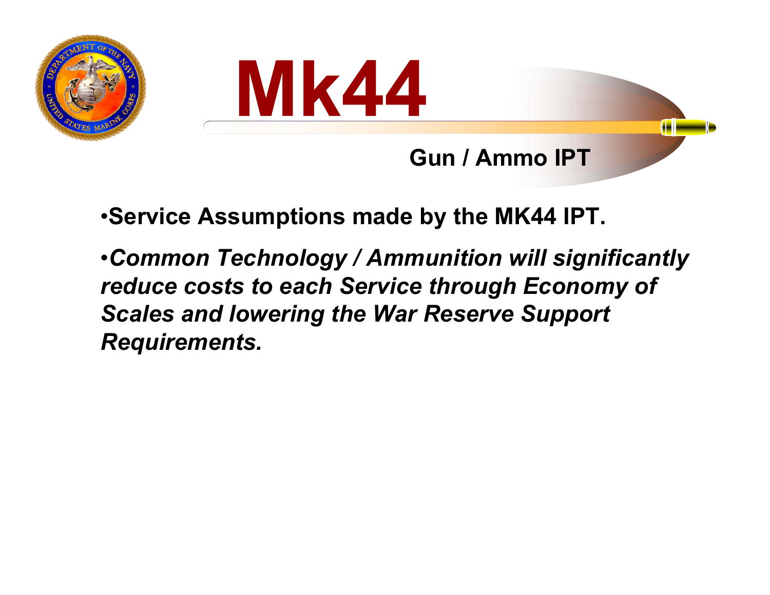# Mk44

## Gun / Ammo IPT

- **Service Assumptions made by the MK44 IPT.**
- ***Common Technology / Ammunition will significantly reduce costs to each Service through Economy of Scales and lowering the War Reserve Support Requirements.***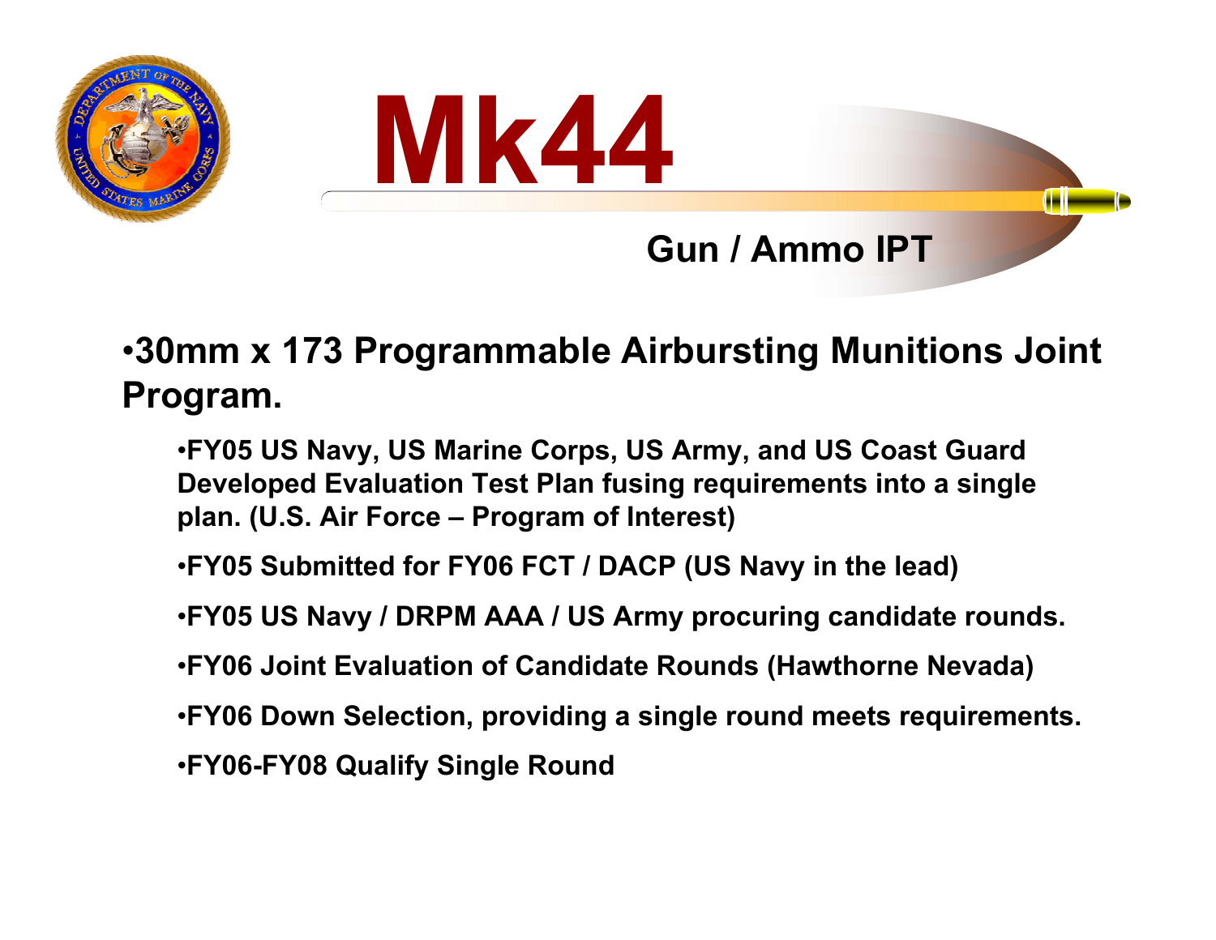# Mk44

## Gun / Ammo IPT

- 30mm x 173 Programmable Airbursting Munitions Joint Program.
  - FY05 US Navy, US Marine Corps, US Army, and US Coast Guard Developed Evaluation Test Plan fusing requirements into a single plan. (U.S. Air Force – Program of Interest)
  - FY05 Submitted for FY06 FCT / DACP (US Navy in the lead)
  - FY05 US Navy / DRPM AAA / US Army procuring candidate rounds.
  - FY06 Joint Evaluation of Candidate Rounds (Hawthorne Nevada)
  - FY06 Down Selection, providing a single round meets requirements.
  - FY06-FY08 Qualify Single Round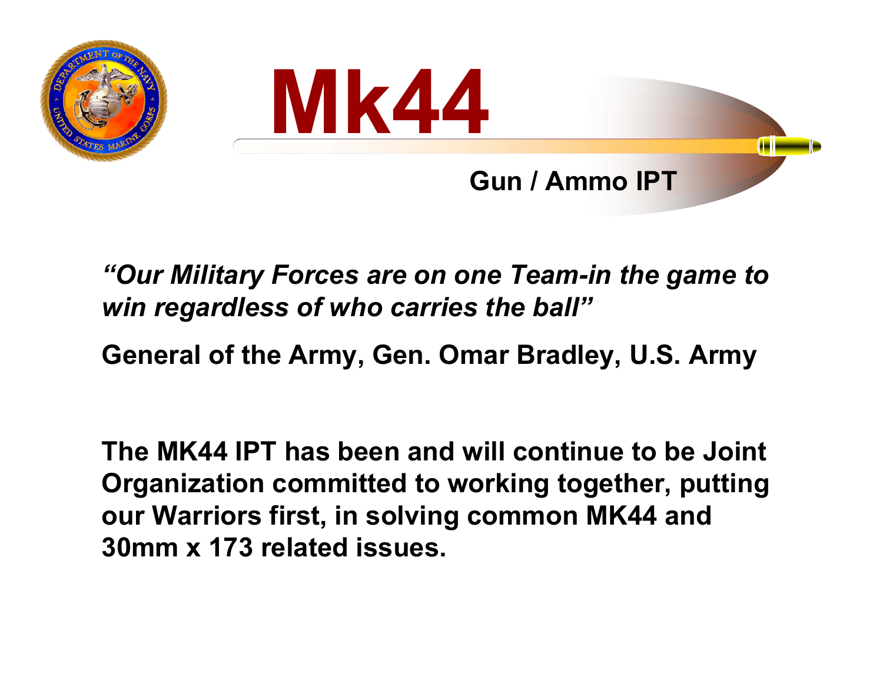# Mk44

**Gun / Ammo IPT**

***"Our Military Forces are on one Team-in the game to win regardless of who carries the ball"***

**General of the Army, Gen. Omar Bradley, U.S. Army**

**The MK44 IPT has been and will continue to be Joint Organization committed to working together, putting our Warriors first, in solving common MK44 and 30mm x 173 related issues.**